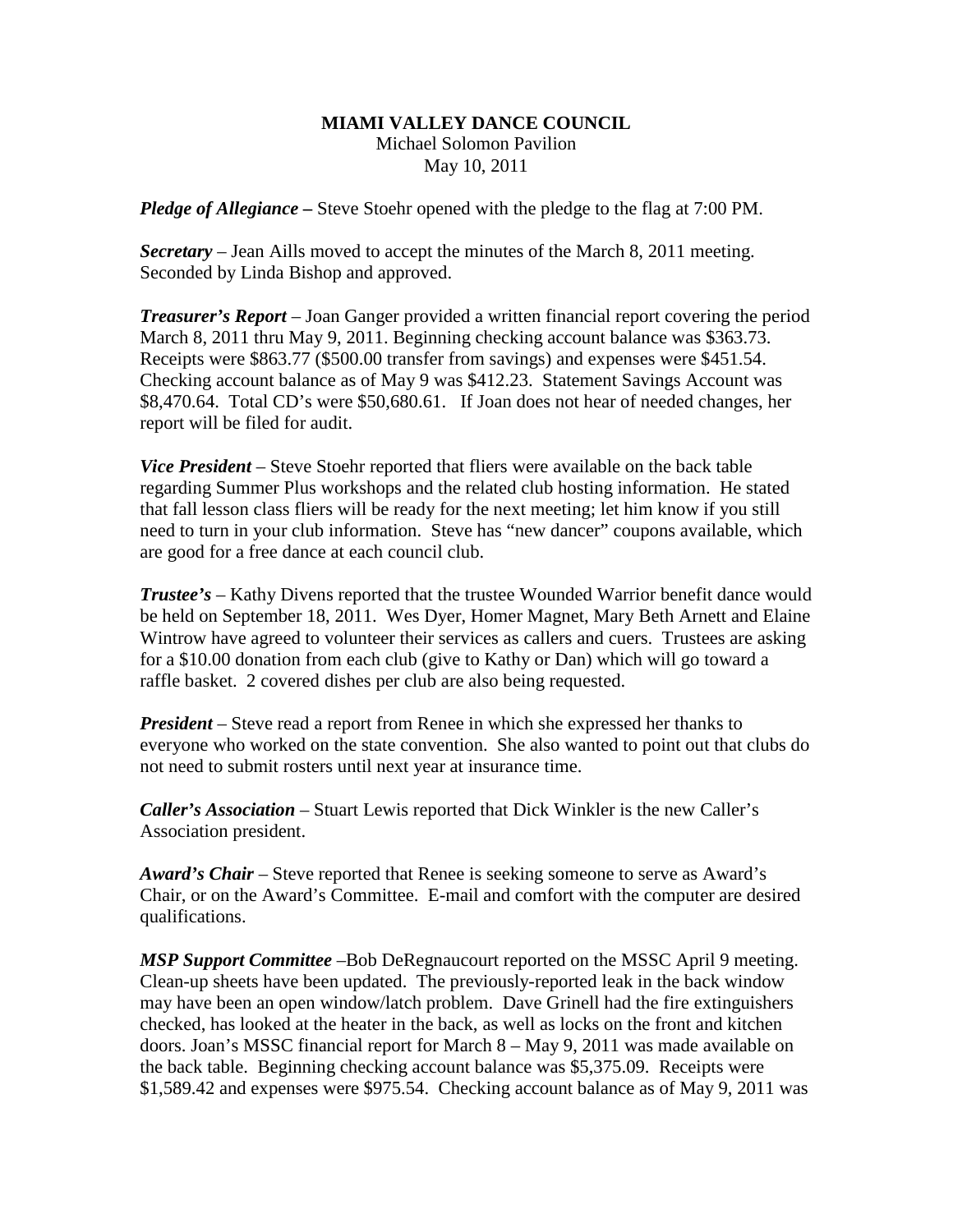**MIAMI VALLEY DANCE COUNCIL**
Michael Solomon Pavilion
May 10, 2011

***Pledge of Allegiance –*** Steve Stoehr opened with the pledge to the flag at 7:00 PM.

***Secretary*** – Jean Aills moved to accept the minutes of the March 8, 2011 meeting. Seconded by Linda Bishop and approved.

***Treasurer's Report*** – Joan Ganger provided a written financial report covering the period March 8, 2011 thru May 9, 2011. Beginning checking account balance was $363.73. Receipts were $863.77 ($500.00 transfer from savings) and expenses were $451.54. Checking account balance as of May 9 was $412.23. Statement Savings Account was $8,470.64. Total CD's were $50,680.61. If Joan does not hear of needed changes, her report will be filed for audit.

***Vice President*** – Steve Stoehr reported that fliers were available on the back table regarding Summer Plus workshops and the related club hosting information. He stated that fall lesson class fliers will be ready for the next meeting; let him know if you still need to turn in your club information. Steve has "new dancer" coupons available, which are good for a free dance at each council club.

***Trustee's*** – Kathy Divens reported that the trustee Wounded Warrior benefit dance would be held on September 18, 2011. Wes Dyer, Homer Magnet, Mary Beth Arnett and Elaine Wintrow have agreed to volunteer their services as callers and cuers. Trustees are asking for a $10.00 donation from each club (give to Kathy or Dan) which will go toward a raffle basket. 2 covered dishes per club are also being requested.

***President*** – Steve read a report from Renee in which she expressed her thanks to everyone who worked on the state convention. She also wanted to point out that clubs do not need to submit rosters until next year at insurance time.

***Caller's Association*** – Stuart Lewis reported that Dick Winkler is the new Caller's Association president.

***Award's Chair*** – Steve reported that Renee is seeking someone to serve as Award's Chair, or on the Award's Committee. E-mail and comfort with the computer are desired qualifications.

***MSP Support Committee*** –Bob DeRegnaucourt reported on the MSSC April 9 meeting. Clean-up sheets have been updated. The previously-reported leak in the back window may have been an open window/latch problem. Dave Grinell had the fire extinguishers checked, has looked at the heater in the back, as well as locks on the front and kitchen doors. Joan's MSSC financial report for March 8 – May 9, 2011 was made available on the back table. Beginning checking account balance was $5,375.09. Receipts were $1,589.42 and expenses were $975.54. Checking account balance as of May 9, 2011 was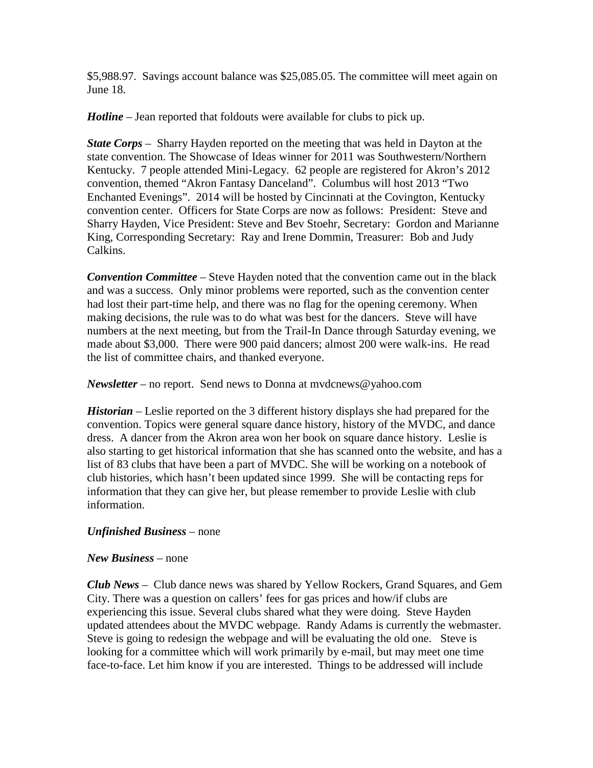$5,988.97. Savings account balance was $25,085.05. The committee will meet again on June 18.

***Hotline*** – Jean reported that foldouts were available for clubs to pick up.

***State Corps*** – Sharry Hayden reported on the meeting that was held in Dayton at the state convention. The Showcase of Ideas winner for 2011 was Southwestern/Northern Kentucky. 7 people attended Mini-Legacy. 62 people are registered for Akron's 2012 convention, themed "Akron Fantasy Danceland". Columbus will host 2013 "Two Enchanted Evenings". 2014 will be hosted by Cincinnati at the Covington, Kentucky convention center. Officers for State Corps are now as follows: President: Steve and Sharry Hayden, Vice President: Steve and Bev Stoehr, Secretary: Gordon and Marianne King, Corresponding Secretary: Ray and Irene Dommin, Treasurer: Bob and Judy Calkins.

***Convention Committee*** – Steve Hayden noted that the convention came out in the black and was a success. Only minor problems were reported, such as the convention center had lost their part-time help, and there was no flag for the opening ceremony. When making decisions, the rule was to do what was best for the dancers. Steve will have numbers at the next meeting, but from the Trail-In Dance through Saturday evening, we made about $3,000. There were 900 paid dancers; almost 200 were walk-ins. He read the list of committee chairs, and thanked everyone.

***Newsletter*** – no report. Send news to Donna at mvdcnews@yahoo.com

***Historian*** – Leslie reported on the 3 different history displays she had prepared for the convention. Topics were general square dance history, history of the MVDC, and dance dress. A dancer from the Akron area won her book on square dance history. Leslie is also starting to get historical information that she has scanned onto the website, and has a list of 83 clubs that have been a part of MVDC. She will be working on a notebook of club histories, which hasn't been updated since 1999. She will be contacting reps for information that they can give her, but please remember to provide Leslie with club information.

***Unfinished Business*** – none

***New Business*** – none

***Club News*** – Club dance news was shared by Yellow Rockers, Grand Squares, and Gem City. There was a question on callers' fees for gas prices and how/if clubs are experiencing this issue. Several clubs shared what they were doing. Steve Hayden updated attendees about the MVDC webpage. Randy Adams is currently the webmaster. Steve is going to redesign the webpage and will be evaluating the old one. Steve is looking for a committee which will work primarily by e-mail, but may meet one time face-to-face. Let him know if you are interested. Things to be addressed will include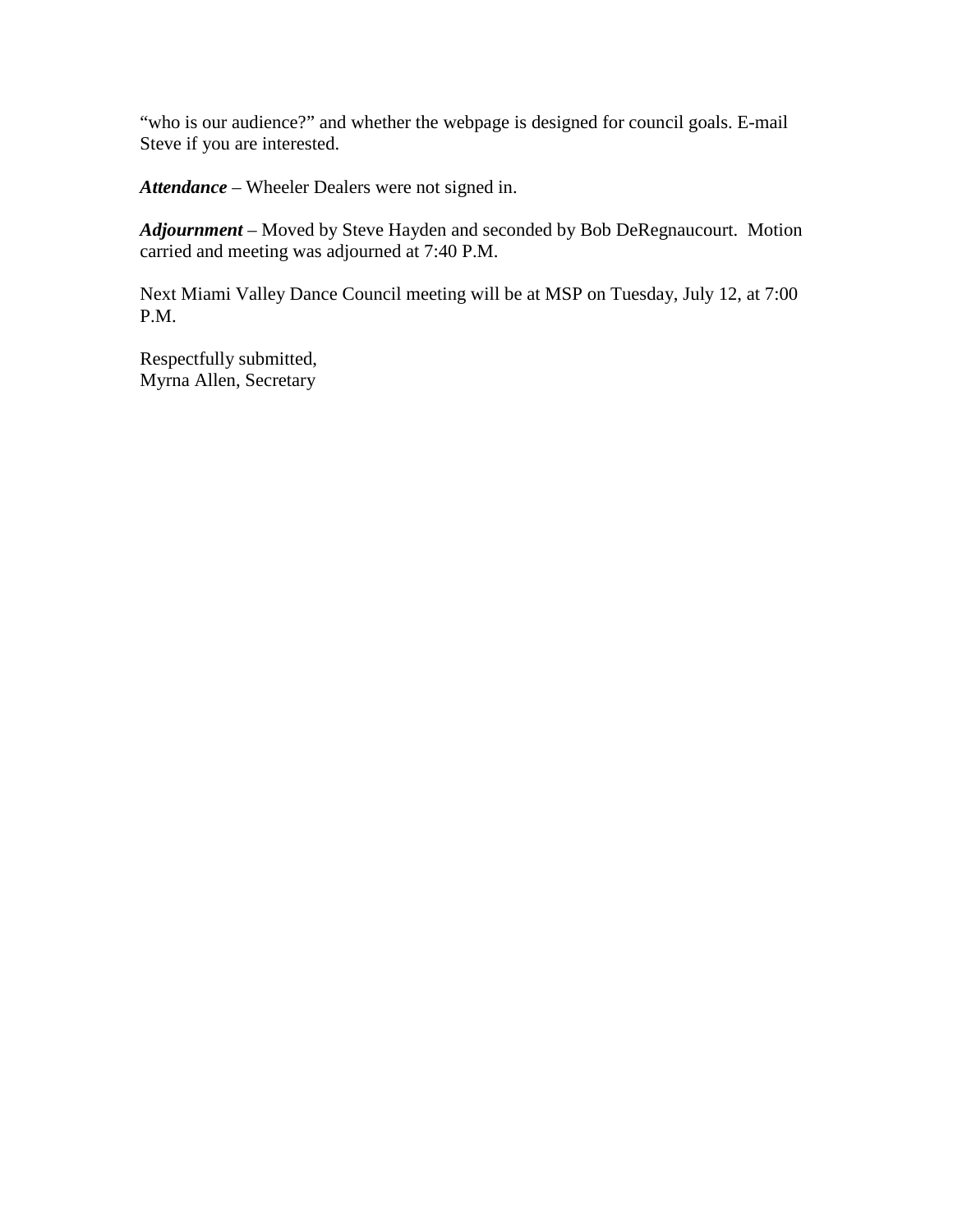“who is our audience?” and whether the webpage is designed for council goals. E-mail Steve if you are interested.

***Attendance*** – Wheeler Dealers were not signed in.

***Adjournment*** – Moved by Steve Hayden and seconded by Bob DeRegnaucourt. Motion carried and meeting was adjourned at 7:40 P.M.

Next Miami Valley Dance Council meeting will be at MSP on Tuesday, July 12, at 7:00 P.M.

Respectfully submitted,
Myrna Allen, Secretary